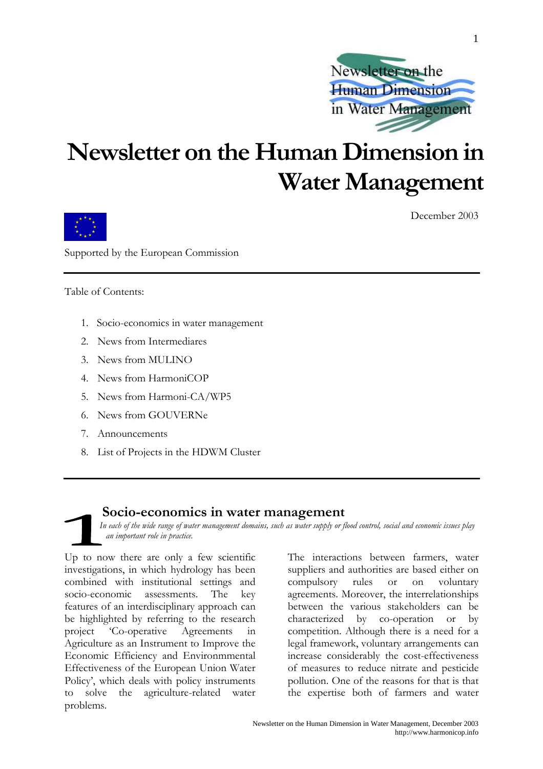# Newsletter on the Human Dimension in Water Management

December 2003

Supported by the European Commission

---

Table of Contents:

1. Socio-economics in water management
2. News from Intermediares
3. News from MULINO
4. News from HarmoniCOP
5. News from Harmoni-CA/WP5
6. News from GOUVERNe
7. Announcements
8. List of Projects in the HDWM Cluster

---

## 1 Socio-economics in water management

*In each of the wide range of water management domains, such as water supply or flood control, social and economic issues play an important role in practice.*

Up to now there are only a few scientific investigations, in which hydrology has been combined with institutional settings and socio-economic assessments. The key features of an interdisciplinary approach can be highlighted by referring to the research project 'Co-operative Agreements in Agriculture as an Instrument to Improve the Economic Efficiency and Environmmental Effectiveness of the European Union Water Policy', which deals with policy instruments to solve the agriculture-related water problems.

The interactions between farmers, water suppliers and authorities are based either on compulsory rules or on voluntary agreements. Moreover, the interrelationships between the various stakeholders can be characterized by co-operation or by competition. Although there is a need for a legal framework, voluntary arrangements can increase considerably the cost-effectiveness of measures to reduce nitrate and pesticide pollution. One of the reasons for that is that the expertise both of farmers and water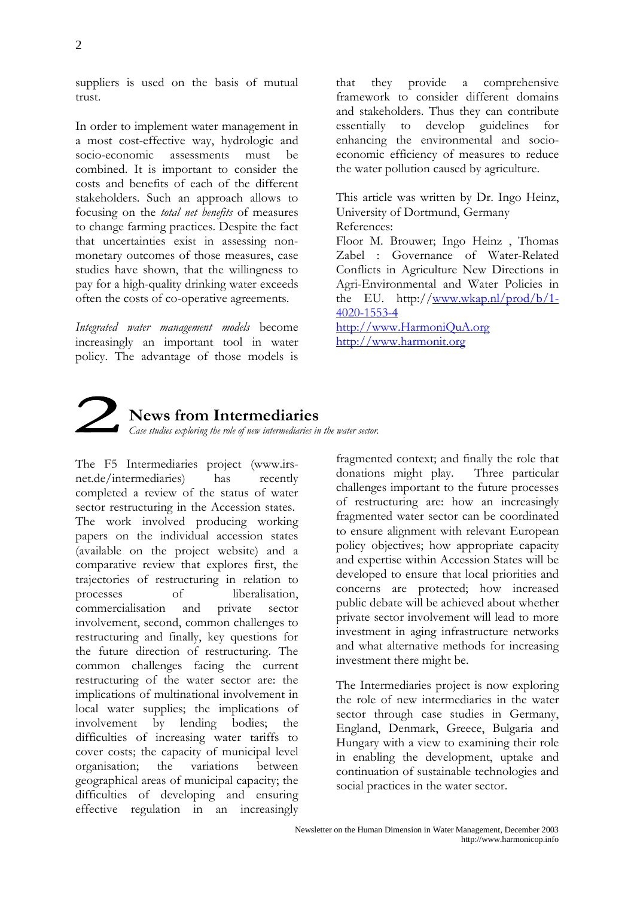suppliers is used on the basis of mutual trust.

In order to implement water management in a most cost-effective way, hydrologic and socio-economic assessments must be combined. It is important to consider the costs and benefits of each of the different stakeholders. Such an approach allows to focusing on the *total net benefits* of measures to change farming practices. Despite the fact that uncertainties exist in assessing non-monetary outcomes of those measures, case studies have shown, that the willingness to pay for a high-quality drinking water exceeds often the costs of co-operative agreements.

*Integrated water management models* become increasingly an important tool in water policy. The advantage of those models is that they provide a comprehensive framework to consider different domains and stakeholders. Thus they can contribute essentially to develop guidelines for enhancing the environmental and socio-economic efficiency of measures to reduce the water pollution caused by agriculture.

This article was written by Dr. Ingo Heinz, University of Dortmund, Germany

References:

Floor M. Brouwer; Ingo Heinz , Thomas Zabel : Governance of Water-Related Conflicts in Agriculture New Directions in Agri-Environmental and Water Policies in the EU. http://www.wkap.nl/prod/b/1-4020-1553-4

http://www.HarmoniQuA.org

http://www.harmonit.org

# 2 News from Intermediaries

*Case studies exploring the role of new intermediaries in the water sector.*

The F5 Intermediaries project (www.irs-net.de/intermediaries) has recently completed a review of the status of water sector restructuring in the Accession states. The work involved producing working papers on the individual accession states (available on the project website) and a comparative review that explores first, the trajectories of restructuring in relation to processes of liberalisation, commercialisation and private sector involvement, second, common challenges to restructuring and finally, key questions for the future direction of restructuring. The common challenges facing the current restructuring of the water sector are: the implications of multinational involvement in local water supplies; the implications of involvement by lending bodies; the difficulties of increasing water tariffs to cover costs; the capacity of municipal level organisation; the variations between geographical areas of municipal capacity; the difficulties of developing and ensuring effective regulation in an increasingly fragmented context; and finally the role that donations might play. Three particular challenges important to the future processes of restructuring are: how an increasingly fragmented water sector can be coordinated to ensure alignment with relevant European policy objectives; how appropriate capacity and expertise within Accession States will be developed to ensure that local priorities and concerns are protected; how increased public debate will be achieved about whether private sector involvement will lead to more investment in aging infrastructure networks and what alternative methods for increasing investment there might be.

The Intermediaries project is now exploring the role of new intermediaries in the water sector through case studies in Germany, England, Denmark, Greece, Bulgaria and Hungary with a view to examining their role in enabling the development, uptake and continuation of sustainable technologies and social practices in the water sector.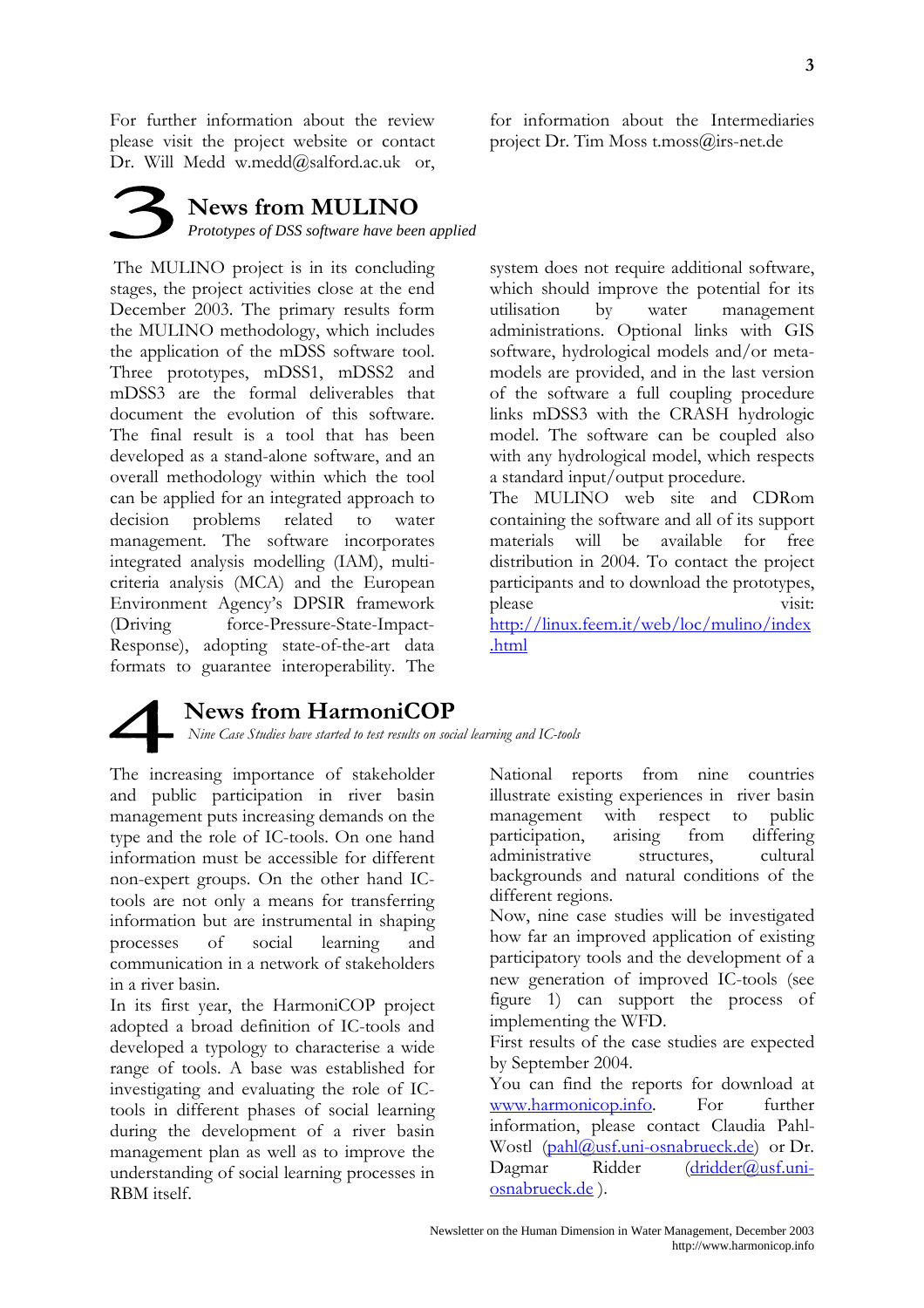For further information about the review please visit the project website or contact Dr. Will Medd w.medd@salford.ac.uk or, for information about the Intermediaries project Dr. Tim Moss t.moss@irs-net.de

# 3 News from MULINO

*Prototypes of DSS software have been applied*

The MULINO project is in its concluding stages, the project activities close at the end December 2003. The primary results form the MULINO methodology, which includes the application of the mDSS software tool. Three prototypes, mDSS1, mDSS2 and mDSS3 are the formal deliverables that document the evolution of this software. The final result is a tool that has been developed as a stand-alone software, and an overall methodology within which the tool can be applied for an integrated approach to decision problems related to water management. The software incorporates integrated analysis modelling (IAM), multi-criteria analysis (MCA) and the European Environment Agency's DPSIR framework (Driving force-Pressure-State-Impact-Response), adopting state-of-the-art data formats to guarantee interoperability. The system does not require additional software, which should improve the potential for its utilisation by water management administrations. Optional links with GIS software, hydrological models and/or meta-models are provided, and in the last version of the software a full coupling procedure links mDSS3 with the CRASH hydrologic model. The software can be coupled also with any hydrological model, which respects a standard input/output procedure.

The MULINO web site and CDRom containing the software and all of its support materials will be available for free distribution in 2004. To contact the project participants and to download the prototypes, please visit: http://linux.feem.it/web/loc/mulino/index.html

# 4 News from HarmoniCOP

*Nine Case Studies have started to test results on social learning and IC-tools*

The increasing importance of stakeholder and public participation in river basin management puts increasing demands on the type and the role of IC-tools. On one hand information must be accessible for different non-expert groups. On the other hand IC-tools are not only a means for transferring information but are instrumental in shaping processes of social learning and communication in a network of stakeholders in a river basin.

In its first year, the HarmoniCOP project adopted a broad definition of IC-tools and developed a typology to characterise a wide range of tools. A base was established for investigating and evaluating the role of IC-tools in different phases of social learning during the development of a river basin management plan as well as to improve the understanding of social learning processes in RBM itself.

National reports from nine countries illustrate existing experiences in river basin management with respect to public participation, arising from differing administrative structures, cultural backgrounds and natural conditions of the different regions.

Now, nine case studies will be investigated how far an improved application of existing participatory tools and the development of a new generation of improved IC-tools (see figure 1) can support the process of implementing the WFD.

First results of the case studies are expected by September 2004.

You can find the reports for download at www.harmonicop.info. For further information, please contact Claudia Pahl-Wostl (pahl@usf.uni-osnabrueck.de) or Dr. Dagmar Ridder (dridder@usf.uni-osnabrueck.de ).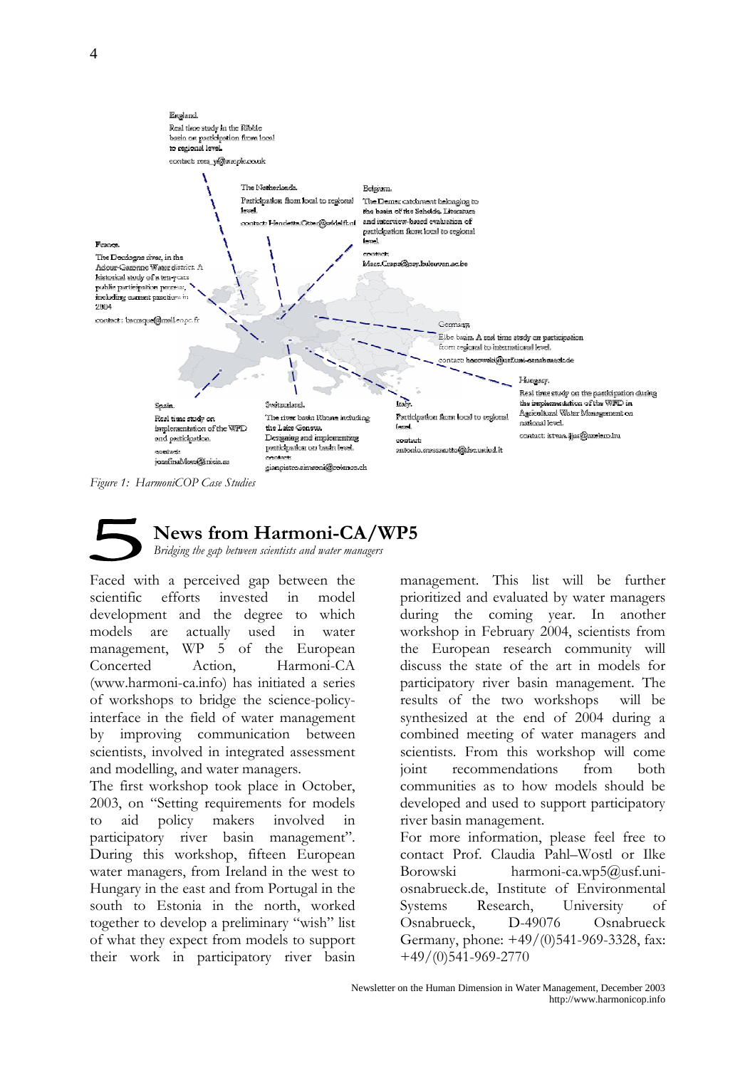England.
Real time study in the Ribble basin on participation from local to regional level.
contact: rees_y@wrcplc.co.uk

The Netherlands.
Participation from local to regional level.
contact: Henriette.Otter@wldelft.nl

Belgium.
The Demer catchment belonging to the basin of the Schelde. Literature and interview-based evaluation of participation from local to regional level.
contact: Marc.Craps@psy.kuleuven.ac.be

France.
The Dordogne river, in the Adour-Garonne Water district. A historical study of a ten-years public participation process, including current practices in 2004
contact: barraque@mail.enpc.fr

Germany.
Elbe basin. A real time study on participation from regional to international level.
contact: borowski@usf.uni-osnabrueck.de

Hungary.
Real time study on the participation during the implementation of the WFD in Agricultural Water Management on national level.
contact: istvan.ijjas@vizelem.hu

Spain.
Real time study on implementation of the WFD and participation.
contact: josefinaMaes@ricia.es

Switzerland.
The river basin Rhone including the Lake Geneva. Designing and implementing participation on basin level.
contact: gianpietro.simeoni@colenco.ch

Italy.
Participation from local to regional level.
contact: antonio.massarutto@dse.uniud.it

*Figure 1: HarmoniCOP Case Studies*

# 5 News from Harmoni-CA/WP5

*Bridging the gap between scientists and water managers*

Faced with a perceived gap between the scientific efforts invested in model development and the degree to which models are actually used in water management, WP 5 of the European Concerted Action, Harmoni-CA (www.harmoni-ca.info) has initiated a series of workshops to bridge the science-policy-interface in the field of water management by improving communication between scientists, involved in integrated assessment and modelling, and water managers.

The first workshop took place in October, 2003, on "Setting requirements for models to aid policy makers involved in participatory river basin management". During this workshop, fifteen European water managers, from Ireland in the west to Hungary in the east and from Portugal in the south to Estonia in the north, worked together to develop a preliminary "wish" list of what they expect from models to support their work in participatory river basin management. This list will be further prioritized and evaluated by water managers during the coming year. In another workshop in February 2004, scientists from the European research community will discuss the state of the art in models for participatory river basin management. The results of the two workshops will be synthesized at the end of 2004 during a combined meeting of water managers and scientists. From this workshop will come joint recommendations from both communities as to how models should be developed and used to support participatory river basin management.

For more information, please feel free to contact Prof. Claudia Pahl–Wostl or Ilke Borowski harmoni-ca.wp5@usf.uni-osnabrueck.de, Institute of Environmental Systems Research, University of Osnabrueck, D-49076 Osnabrueck Germany, phone: +49/(0)541-969-3328, fax: +49/(0)541-969-2770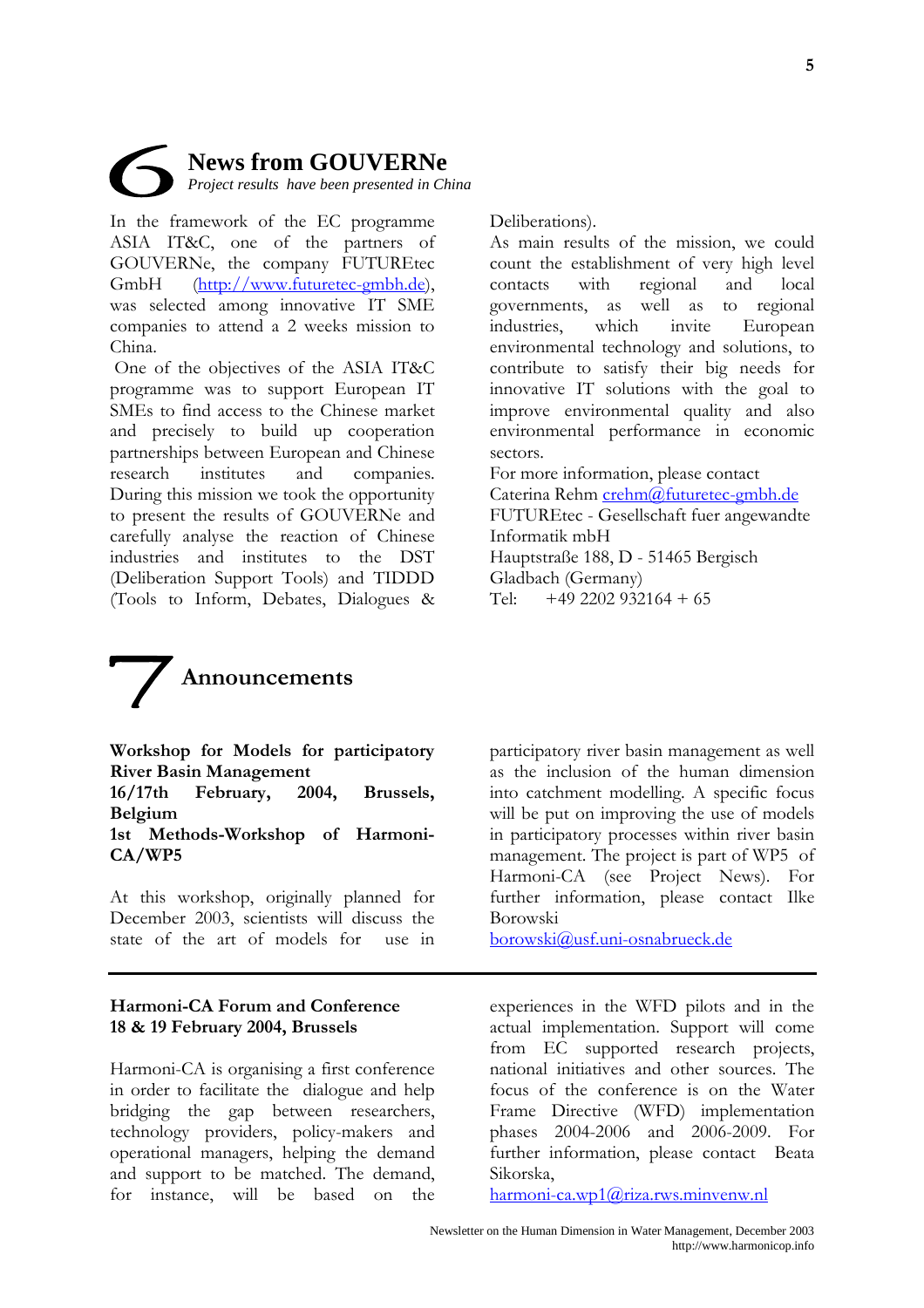# 6 News from GOUVERNe

*Project results have been presented in China*

In the framework of the EC programme ASIA IT&C, one of the partners of GOUVERNe, the company FUTUREtec GmbH (http://www.futuretec-gmbh.de), was selected among innovative IT SME companies to attend a 2 weeks mission to China.

One of the objectives of the ASIA IT&C programme was to support European IT SMEs to find access to the Chinese market and precisely to build up cooperation partnerships between European and Chinese research institutes and companies. During this mission we took the opportunity to present the results of GOUVERNe and carefully analyse the reaction of Chinese industries and institutes to the DST (Deliberation Support Tools) and TIDDD (Tools to Inform, Debates, Dialogues & Deliberations).

As main results of the mission, we could count the establishment of very high level contacts with regional and local governments, as well as to regional industries, which invite European environmental technology and solutions, to contribute to satisfy their big needs for innovative IT solutions with the goal to improve environmental quality and also environmental performance in economic sectors.

For more information, please contact
Caterina Rehm crehm@futuretec-gmbh.de
FUTUREtec - Gesellschaft fuer angewandte Informatik mbH
Hauptstraße 188, D - 51465 Bergisch Gladbach (Germany)
Tel: +49 2202 932164 + 65

# 7 Announcements

**Workshop for Models for participatory River Basin Management**
**16/17th February, 2004, Brussels, Belgium**
**1st Methods-Workshop of Harmoni-CA/WP5**

At this workshop, originally planned for December 2003, scientists will discuss the state of the art of models for use in participatory river basin management as well as the inclusion of the human dimension into catchment modelling. A specific focus will be put on improving the use of models in participatory processes within river basin management. The project is part of WP5 of Harmoni-CA (see Project News). For further information, please contact Ilke Borowski
borowski@usf.uni-osnabrueck.de

---

**Harmoni-CA Forum and Conference**
**18 & 19 February 2004, Brussels**

Harmoni-CA is organising a first conference in order to facilitate the dialogue and help bridging the gap between researchers, technology providers, policy-makers and operational managers, helping the demand and support to be matched. The demand, for instance, will be based on the experiences in the WFD pilots and in the actual implementation. Support will come from EC supported research projects, national initiatives and other sources. The focus of the conference is on the Water Frame Directive (WFD) implementation phases 2004-2006 and 2006-2009. For further information, please contact Beata Sikorska,
harmoni-ca.wp1@riza.rws.minvenw.nl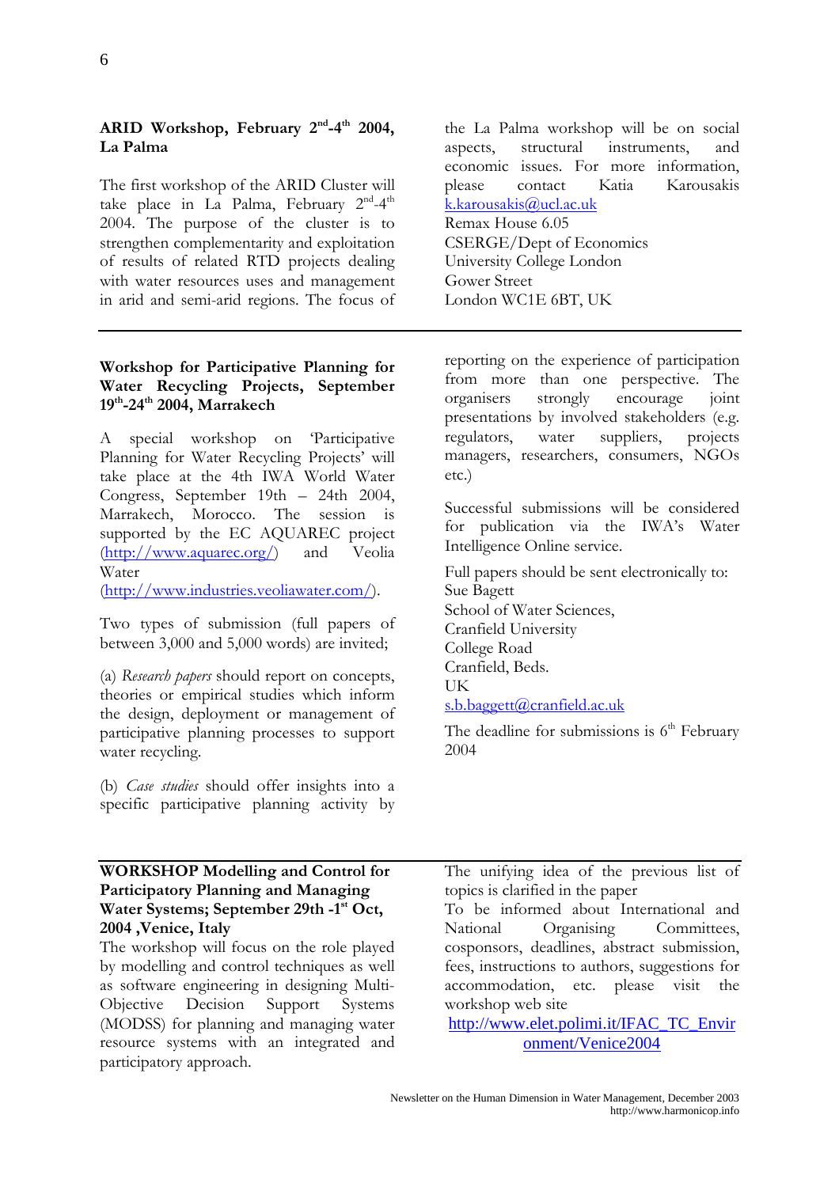## ARID Workshop, February 2nd-4th 2004, La Palma

The first workshop of the ARID Cluster will take place in La Palma, February 2nd-4th 2004. The purpose of the cluster is to strengthen complementarity and exploitation of results of related RTD projects dealing with water resources uses and management in arid and semi-arid regions. The focus of the La Palma workshop will be on social aspects, structural instruments, and economic issues. For more information, please contact Katia Karousakis k.karousakis@ucl.ac.uk
Remax House 6.05
CSERGE/Dept of Economics
University College London
Gower Street
London WC1E 6BT, UK

---

## Workshop for Participative Planning for Water Recycling Projects, September 19th-24th 2004, Marrakech

A special workshop on 'Participative Planning for Water Recycling Projects' will take place at the 4th IWA World Water Congress, September 19th – 24th 2004, Marrakech, Morocco. The session is supported by the EC AQUAREC project (http://www.aquarec.org/) and Veolia Water (http://www.industries.veoliawater.com/).

Two types of submission (full papers of between 3,000 and 5,000 words) are invited;

(a) *Research papers* should report on concepts, theories or empirical studies which inform the design, deployment or management of participative planning processes to support water recycling.

(b) *Case studies* should offer insights into a specific participative planning activity by reporting on the experience of participation from more than one perspective. The organisers strongly encourage joint presentations by involved stakeholders (e.g. regulators, water suppliers, projects managers, researchers, consumers, NGOs etc.)

Successful submissions will be considered for publication via the IWA's Water Intelligence Online service.

Full papers should be sent electronically to:
Sue Bagett
School of Water Sciences,
Cranfield University
College Road
Cranfield, Beds.
UK
s.b.baggett@cranfield.ac.uk

The deadline for submissions is 6th February 2004

---

## WORKSHOP Modelling and Control for Participatory Planning and Managing Water Systems; September 29th -1st Oct, 2004 ,Venice, Italy

The workshop will focus on the role played by modelling and control techniques as well as software engineering in designing Multi-Objective Decision Support Systems (MODSS) for planning and managing water resource systems with an integrated and participatory approach.

The unifying idea of the previous list of topics is clarified in the paper

To be informed about International and National Organising Committees, cosponsors, deadlines, abstract submission, fees, instructions to authors, suggestions for accommodation, etc. please visit the workshop web site

http://www.elet.polimi.it/IFAC_TC_Environment/Venice2004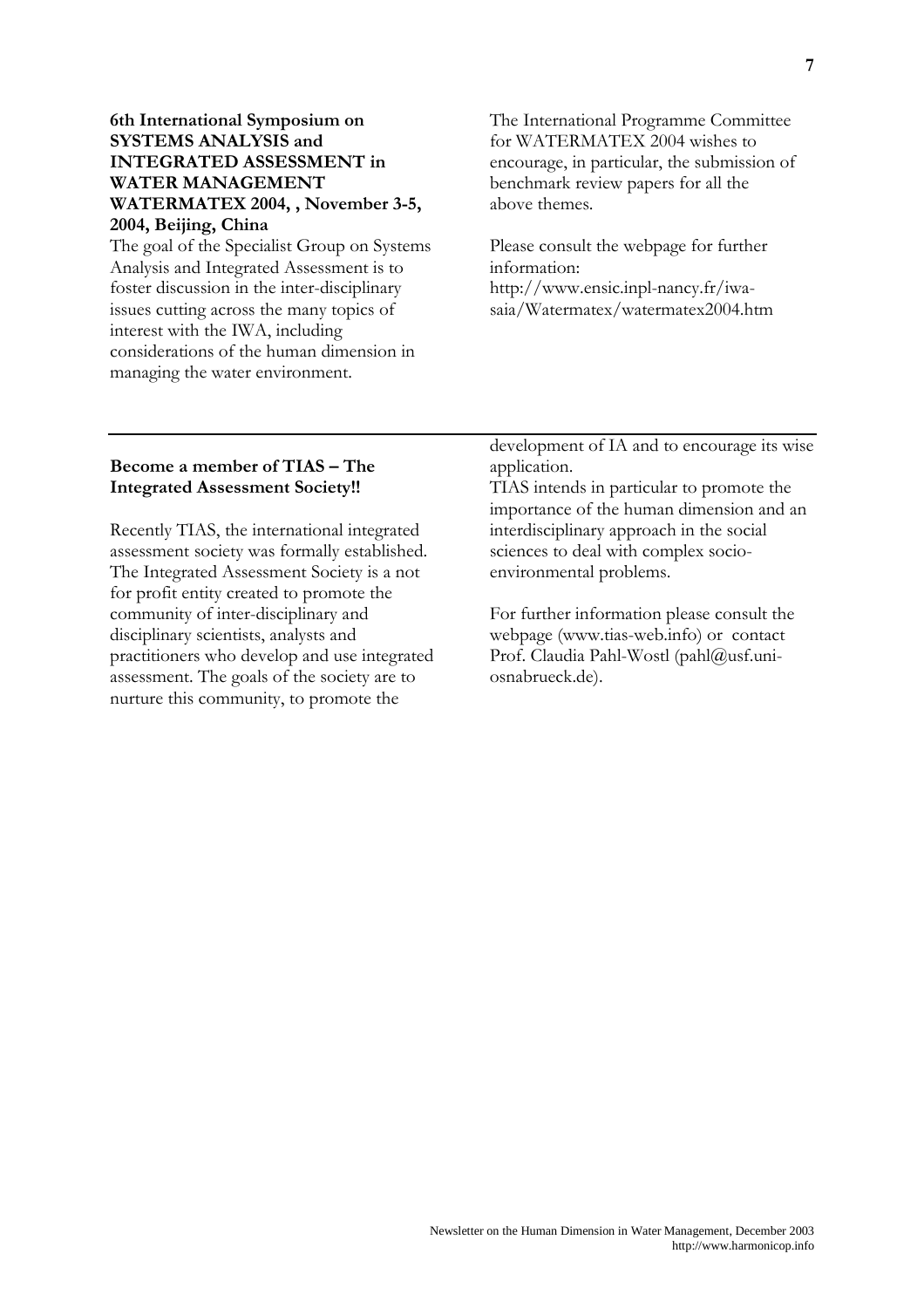**6th International Symposium on SYSTEMS ANALYSIS and INTEGRATED ASSESSMENT in WATER MANAGEMENT WATERMATEX 2004, , November 3-5, 2004, Beijing, China**

The goal of the Specialist Group on Systems Analysis and Integrated Assessment is to foster discussion in the inter-disciplinary issues cutting across the many topics of interest with the IWA, including considerations of the human dimension in managing the water environment.

The International Programme Committee for WATERMATEX 2004 wishes to encourage, in particular, the submission of benchmark review papers for all the above themes.

Please consult the webpage for further information:
http://www.ensic.inpl-nancy.fr/iwa-saia/Watermatex/watermatex2004.htm

---

**Become a member of TIAS – The Integrated Assessment Society!!**

Recently TIAS, the international integrated assessment society was formally established. The Integrated Assessment Society is a not for profit entity created to promote the community of inter-disciplinary and disciplinary scientists, analysts and practitioners who develop and use integrated assessment. The goals of the society are to nurture this community, to promote the development of IA and to encourage its wise application.

TIAS intends in particular to promote the importance of the human dimension and an interdisciplinary approach in the social sciences to deal with complex socio-environmental problems.

For further information please consult the webpage (www.tias-web.info) or contact Prof. Claudia Pahl-Wostl (pahl@usf.uni-osnabrueck.de).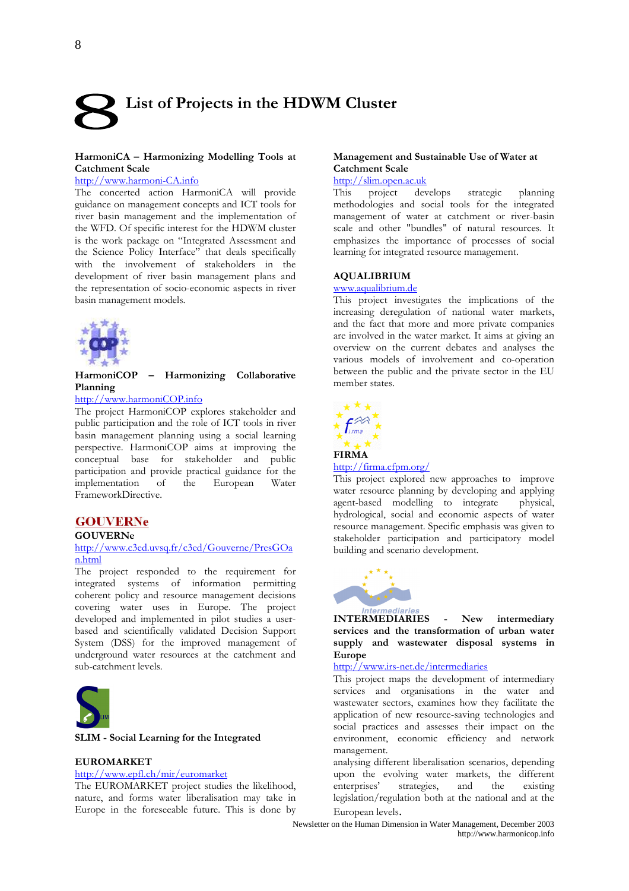# 8 List of Projects in the HDWM Cluster

**HarmoniCA – Harmonizing Modelling Tools at Catchment Scale**

http://www.harmoni-CA.info

The concerted action HarmoniCA will provide guidance on management concepts and ICT tools for river basin management and the implementation of the WFD. Of specific interest for the HDWM cluster is the work package on "Integrated Assessment and the Science Policy Interface" that deals specifically with the involvement of stakeholders in the development of river basin management plans and the representation of socio-economic aspects in river basin management models.

**HarmoniCOP – Harmonizing Collaborative Planning**

http://www.harmoniCOP.info

The project HarmoniCOP explores stakeholder and public participation and the role of ICT tools in river basin management planning using a social learning perspective. HarmoniCOP aims at improving the conceptual base for stakeholder and public participation and provide practical guidance for the implementation of the European Water FrameworkDirective.

**GOUVERNe**

**GOUVERNe**

http://www.c3ed.uvsq.fr/c3ed/Gouverne/PresGOan.html

The project responded to the requirement for integrated systems of information permitting coherent policy and resource management decisions covering water uses in Europe. The project developed and implemented in pilot studies a user-based and scientifically validated Decision Support System (DSS) for the improved management of underground water resources at the catchment and sub-catchment levels.

**SLIM - Social Learning for the Integrated**

**Management and Sustainable Use of Water at Catchment Scale**

http://slim.open.ac.uk

This project develops strategic planning methodologies and social tools for the integrated management of water at catchment or river-basin scale and other "bundles" of natural resources. It emphasizes the importance of processes of social learning for integrated resource management.

**EUROMARKET**

http://www.epfl.ch/mir/euromarket

The EUROMARKET project studies the likelihood, nature, and forms water liberalisation may take in Europe in the foreseeable future. This is done by analysing different liberalisation scenarios, depending upon the evolving water markets, the different enterprises' strategies, and the existing legislation/regulation both at the national and at the European levels.

**AQUALIBRIUM**

www.aqualibrium.de

This project investigates the implications of the increasing deregulation of national water markets, and the fact that more and more private companies are involved in the water market. It aims at giving an overview on the current debates and analyses the various models of involvement and co-operation between the public and the private sector in the EU member states.

**FIRMA**

http://firma.cfpm.org/

This project explored new approaches to improve water resource planning by developing and applying agent-based modelling to integrate physical, hydrological, social and economic aspects of water resource management. Specific emphasis was given to stakeholder participation and participatory model building and scenario development.

**INTERMEDIARIES - New intermediary services and the transformation of urban water supply and wastewater disposal systems in Europe**

http://www.irs-net.de/intermediaries

This project maps the development of intermediary services and organisations in the water and wastewater sectors, examines how they facilitate the application of new resource-saving technologies and social practices and assesses their impact on the environment, economic efficiency and network management.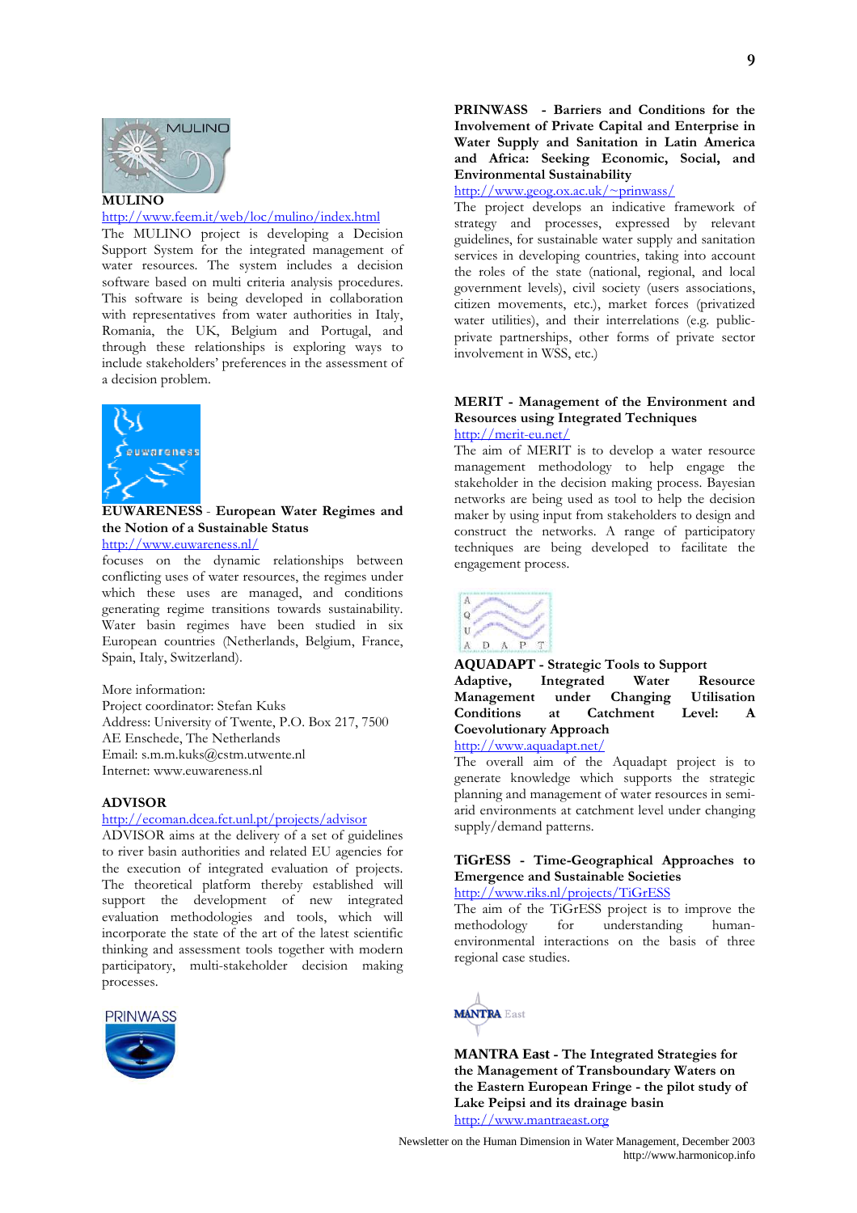**MULINO**

http://www.feem.it/web/loc/mulino/index.html

The MULINO project is developing a Decision Support System for the integrated management of water resources. The system includes a decision software based on multi criteria analysis procedures. This software is being developed in collaboration with representatives from water authorities in Italy, Romania, the UK, Belgium and Portugal, and through these relationships is exploring ways to include stakeholders' preferences in the assessment of a decision problem.

**EUWARENESS** - **European Water Regimes and the Notion of a Sustainable Status**

http://www.euwareness.nl/

focuses on the dynamic relationships between conflicting uses of water resources, the regimes under which these uses are managed, and conditions generating regime transitions towards sustainability. Water basin regimes have been studied in six European countries (Netherlands, Belgium, France, Spain, Italy, Switzerland).

More information:
Project coordinator: Stefan Kuks
Address: University of Twente, P.O. Box 217, 7500 AE Enschede, The Netherlands
Email: s.m.m.kuks@cstm.utwente.nl
Internet: www.euwareness.nl

**ADVISOR**

http://ecoman.dcea.fct.unl.pt/projects/advisor

ADVISOR aims at the delivery of a set of guidelines to river basin authorities and related EU agencies for the execution of integrated evaluation of projects. The theoretical platform thereby established will support the development of new integrated evaluation methodologies and tools, which will incorporate the state of the art of the latest scientific thinking and assessment tools together with modern participatory, multi-stakeholder decision making processes.

**PRINWASS - Barriers and Conditions for the Involvement of Private Capital and Enterprise in Water Supply and Sanitation in Latin America and Africa: Seeking Economic, Social, and Environmental Sustainability**

http://www.geog.ox.ac.uk/~prinwass/

The project develops an indicative framework of strategy and processes, expressed by relevant guidelines, for sustainable water supply and sanitation services in developing countries, taking into account the roles of the state (national, regional, and local government levels), civil society (users associations, citizen movements, etc.), market forces (privatized water utilities), and their interrelations (e.g. public-private partnerships, other forms of private sector involvement in WSS, etc.)

**MERIT - Management of the Environment and Resources using Integrated Techniques**

http://merit-eu.net/

The aim of MERIT is to develop a water resource management methodology to help engage the stakeholder in the decision making process. Bayesian networks are being used as tool to help the decision maker by using input from stakeholders to design and construct the networks. A range of participatory techniques are being developed to facilitate the engagement process.

**AQUADAPT - Strategic Tools to Support Adaptive, Integrated Water Resource Management under Changing Utilisation Conditions at Catchment Level: A Coevolutionary Approach**

http://www.aquadapt.net/

The overall aim of the Aquadapt project is to generate knowledge which supports the strategic planning and management of water resources in semi-arid environments at catchment level under changing supply/demand patterns.

**TiGrESS - Time-Geographical Approaches to Emergence and Sustainable Societies**

http://www.riks.nl/projects/TiGrESS

The aim of the TiGrESS project is to improve the methodology for understanding human-environmental interactions on the basis of three regional case studies.

**MANTRA East - The Integrated Strategies for the Management of Transboundary Waters on the Eastern European Fringe - the pilot study of Lake Peipsi and its drainage basin**

http://www.mantraeast.org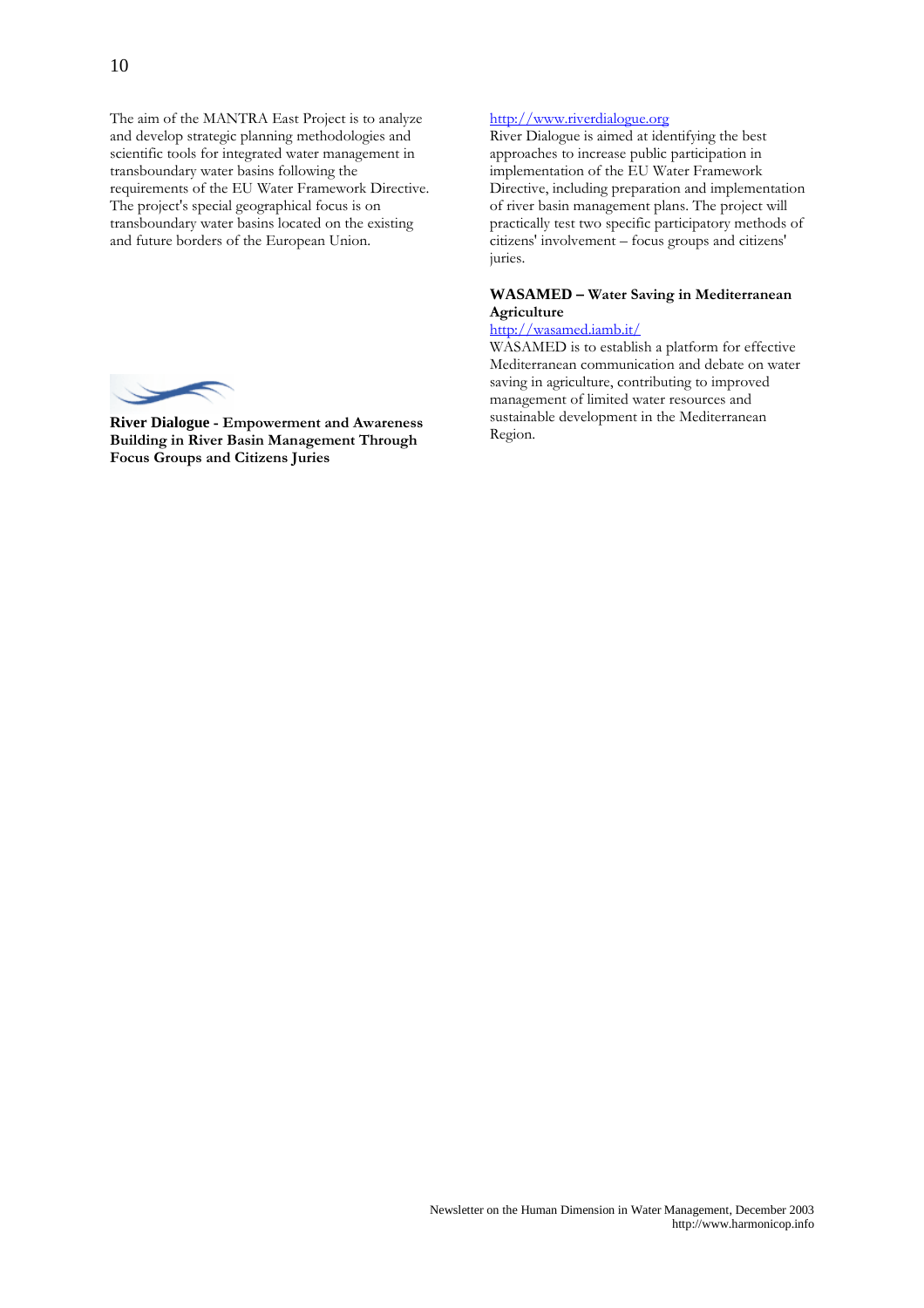The aim of the MANTRA East Project is to analyze and develop strategic planning methodologies and scientific tools for integrated water management in transboundary water basins following the requirements of the EU Water Framework Directive. The project's special geographical focus is on transboundary water basins located on the existing and future borders of the European Union.

**River Dialogue - Empowerment and Awareness Building in River Basin Management Through Focus Groups and Citizens Juries**

http://www.riverdialogue.org
River Dialogue is aimed at identifying the best approaches to increase public participation in implementation of the EU Water Framework Directive, including preparation and implementation of river basin management plans. The project will practically test two specific participatory methods of citizens' involvement – focus groups and citizens' juries.

**WASAMED – Water Saving in Mediterranean Agriculture**

http://wasamed.iamb.it/
WASAMED is to establish a platform for effective Mediterranean communication and debate on water saving in agriculture, contributing to improved management of limited water resources and sustainable development in the Mediterranean Region.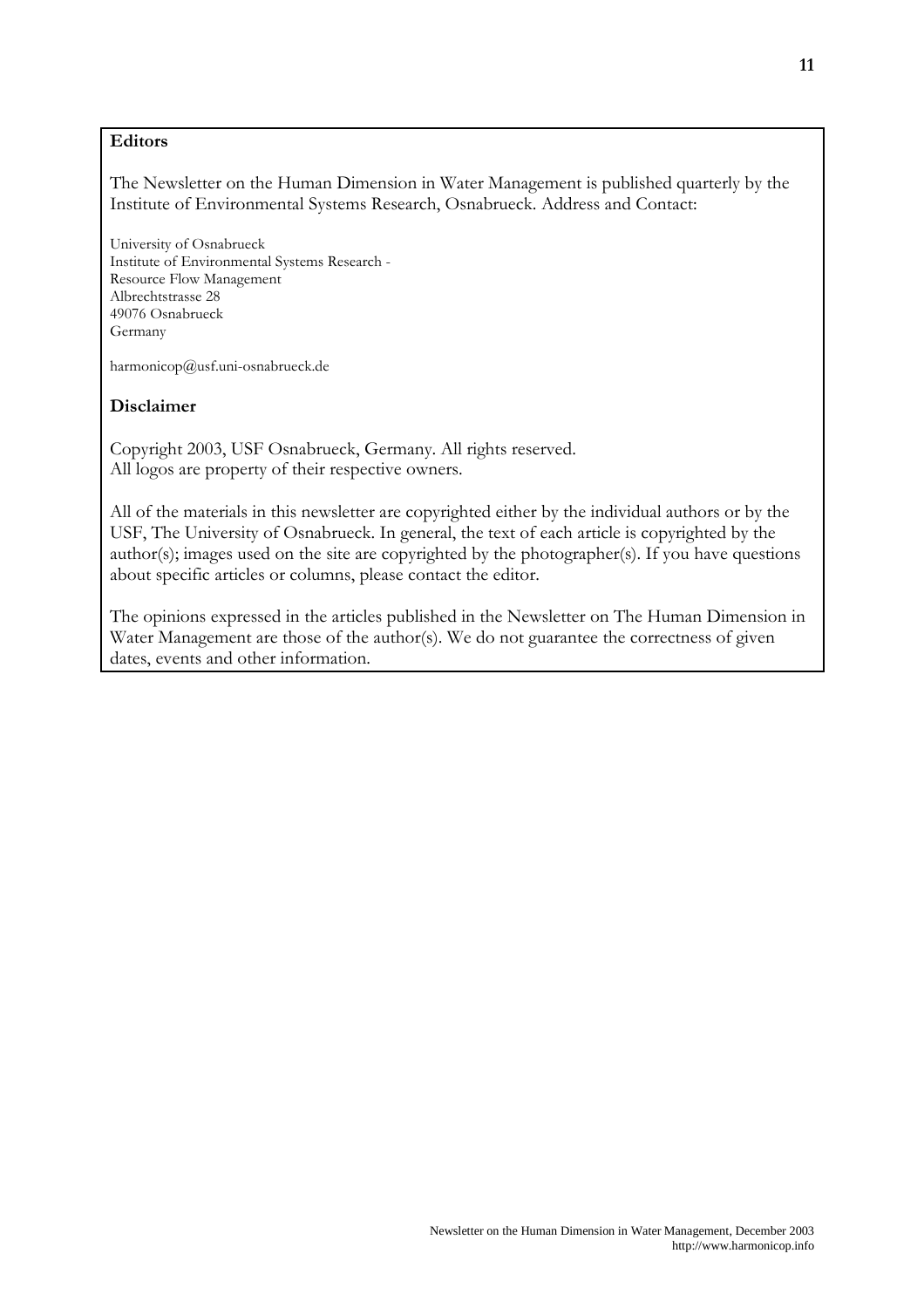## Editors

The Newsletter on the Human Dimension in Water Management is published quarterly by the Institute of Environmental Systems Research, Osnabrueck. Address and Contact:

University of Osnabrueck
Institute of Environmental Systems Research -
Resource Flow Management
Albrechtstrasse 28
49076 Osnabrueck
Germany

harmonicop@usf.uni-osnabrueck.de

## Disclaimer

Copyright 2003, USF Osnabrueck, Germany. All rights reserved.
All logos are property of their respective owners.

All of the materials in this newsletter are copyrighted either by the individual authors or by the USF, The University of Osnabrueck. In general, the text of each article is copyrighted by the author(s); images used on the site are copyrighted by the photographer(s). If you have questions about specific articles or columns, please contact the editor.

The opinions expressed in the articles published in the Newsletter on The Human Dimension in Water Management are those of the author(s). We do not guarantee the correctness of given dates, events and other information.